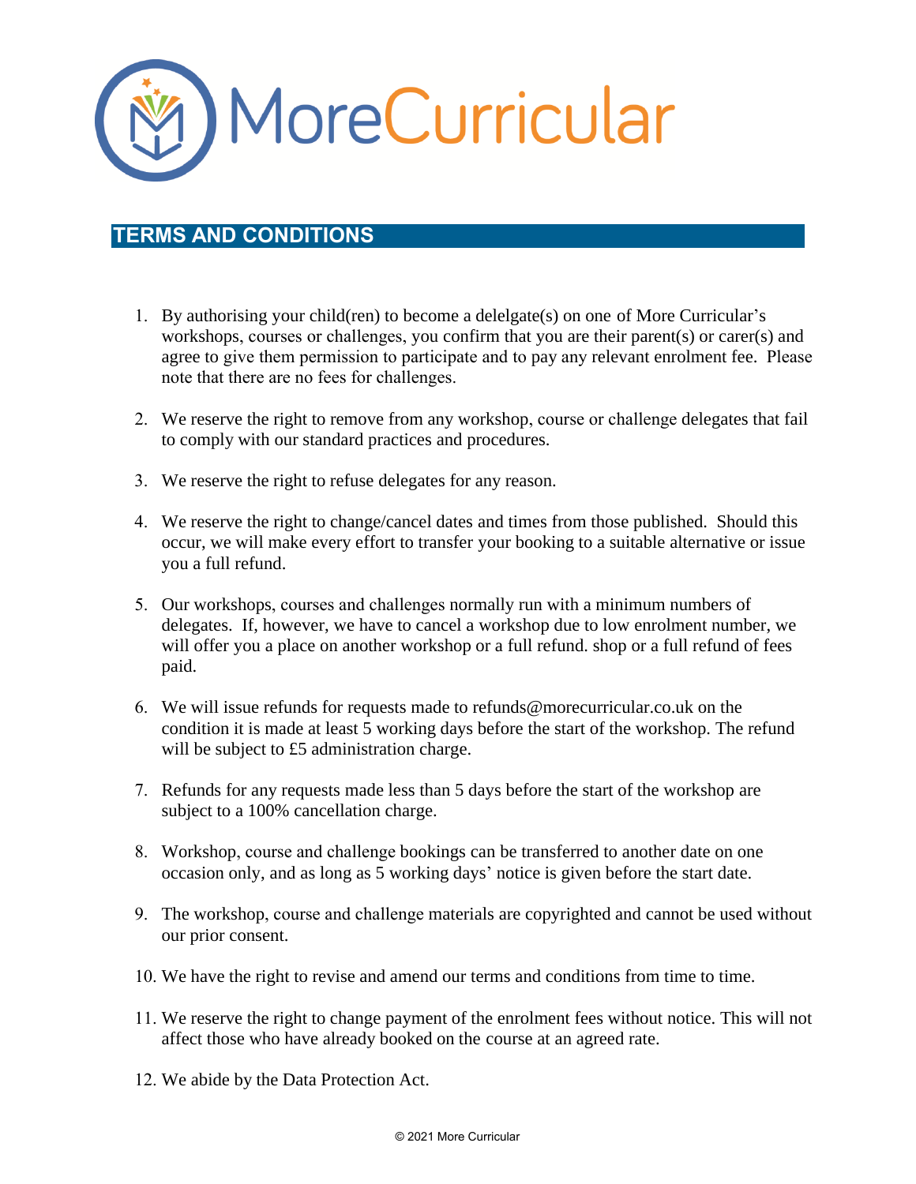# MoreCurricular

## TERMS AND CONDITIONS

1. By authorising your child(ren) to become a delelgate(s) on one of More Curricular's workshops, courses or challenges, you confirm that you are their parent(s) or carer(s) and agree to give them permission to participate and to pay any relevant enrolment fee. Please note that there are no fees for challenges.

2. We reserve the right to remove from any workshop, course or challenge delegates that fail to comply with our standard practices and procedures.

3. We reserve the right to refuse delegates for any reason.

4. We reserve the right to change/cancel dates and times from those published. Should this occur, we will make every effort to transfer your booking to a suitable alternative or issue you a full refund.

5. Our workshops, courses and challenges normally run with a minimum numbers of delegates. If, however, we have to cancel a workshop due to low enrolment number, we will offer you a place on another workshop or a full refund. shop or a full refund of fees paid.

6. We will issue refunds for requests made to refunds@morecurricular.co.uk on the condition it is made at least 5 working days before the start of the workshop. The refund will be subject to £5 administration charge.

7. Refunds for any requests made less than 5 days before the start of the workshop are subject to a 100% cancellation charge.

8. Workshop, course and challenge bookings can be transferred to another date on one occasion only, and as long as 5 working days' notice is given before the start date.

9. The workshop, course and challenge materials are copyrighted and cannot be used without our prior consent.

10. We have the right to revise and amend our terms and conditions from time to time.

11. We reserve the right to change payment of the enrolment fees without notice. This will not affect those who have already booked on the course at an agreed rate.

12. We abide by the Data Protection Act.

© 2021 More Curricular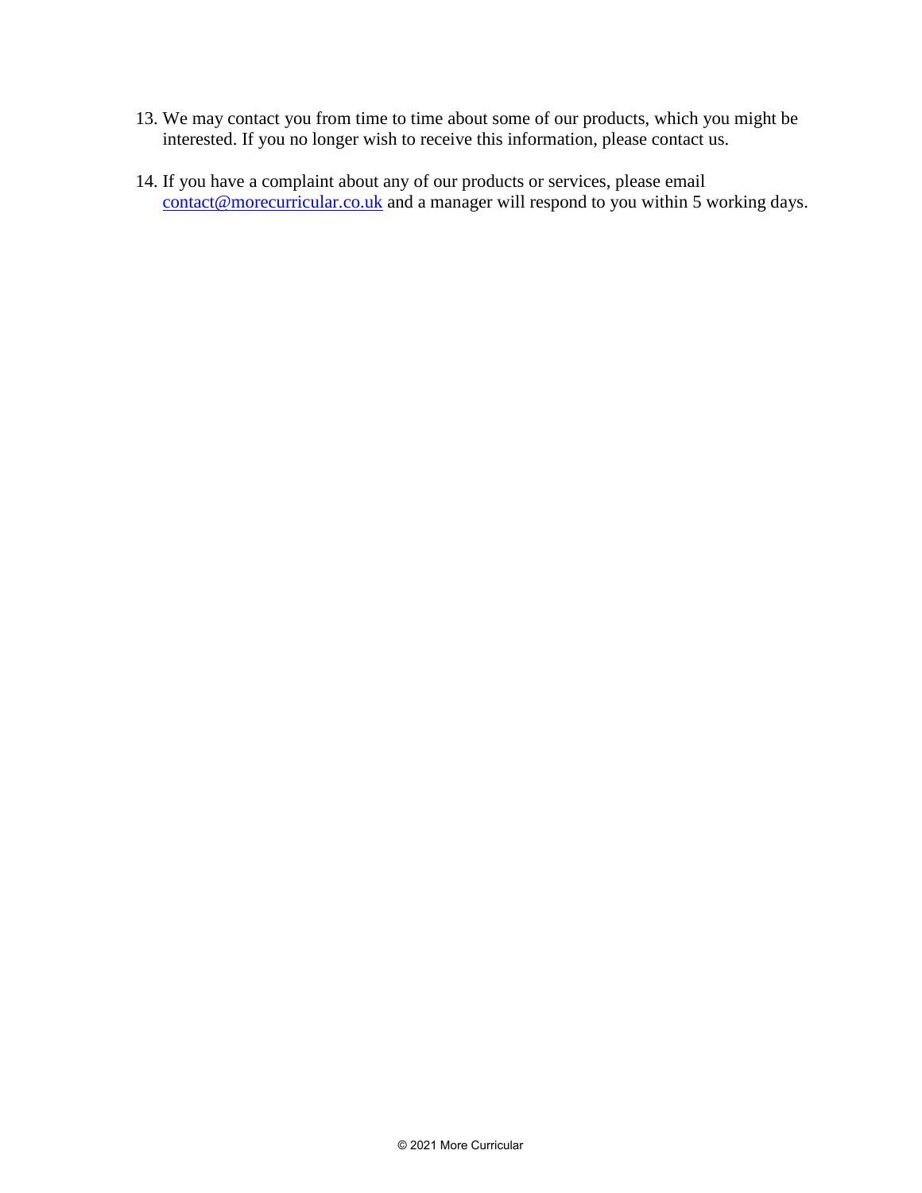13. We may contact you from time to time about some of our products, which you might be interested. If you no longer wish to receive this information, please contact us.

14. If you have a complaint about any of our products or services, please email contact@morecurricular.co.uk and a manager will respond to you within 5 working days.

© 2021 More Curricular